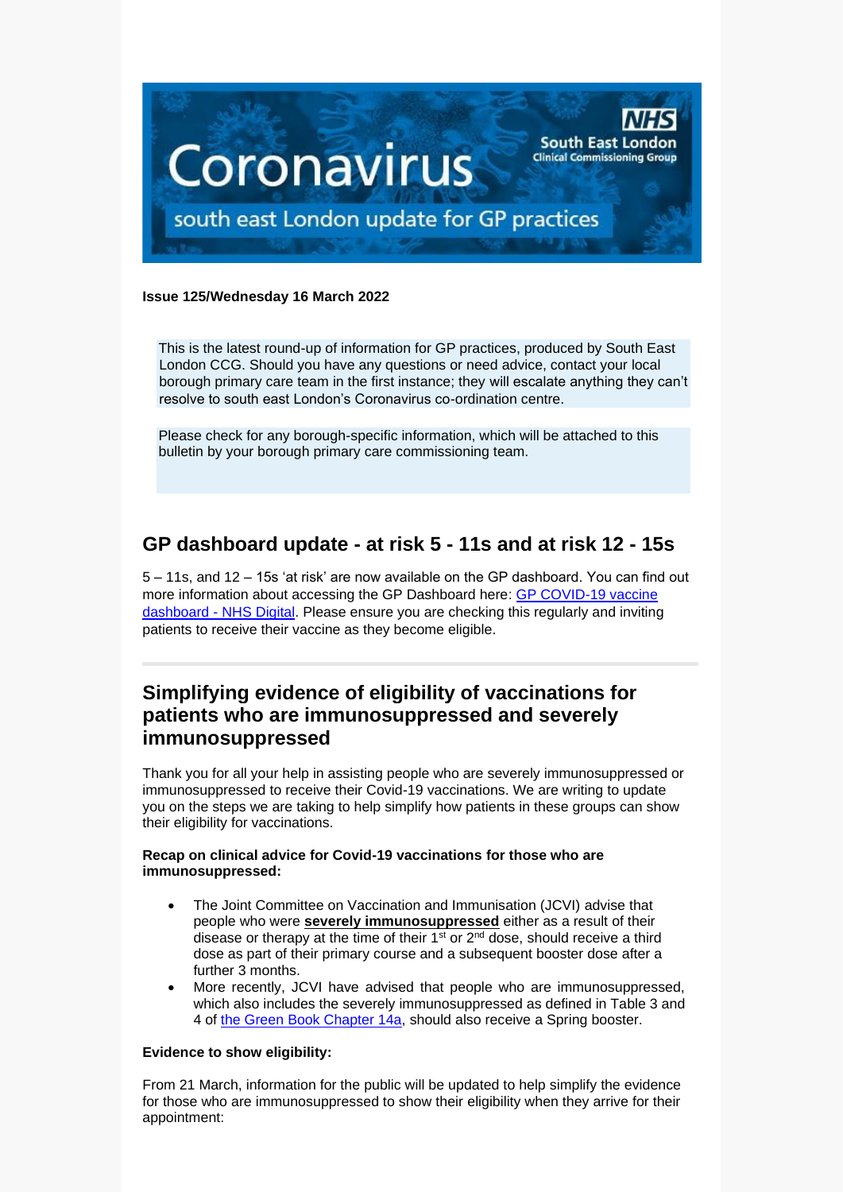# Coronavirus

south east London update for GP practices

NHS South East London Clinical Commissioning Group

**Issue 125/Wednesday 16 March 2022**

This is the latest round-up of information for GP practices, produced by South East London CCG. Should you have any questions or need advice, contact your local borough primary care team in the first instance; they will escalate anything they can't resolve to south east London's Coronavirus co-ordination centre.

Please check for any borough-specific information, which will be attached to this bulletin by your borough primary care commissioning team.

## GP dashboard update - at risk 5 - 11s and at risk 12 - 15s

5 – 11s, and 12 – 15s 'at risk' are now available on the GP dashboard. You can find out more information about accessing the GP Dashboard here: [GP COVID-19 vaccine dashboard - NHS Digital](). Please ensure you are checking this regularly and inviting patients to receive their vaccine as they become eligible.

---

## Simplifying evidence of eligibility of vaccinations for patients who are immunosuppressed and severely immunosuppressed

Thank you for all your help in assisting people who are severely immunosuppressed or immunosuppressed to receive their Covid-19 vaccinations. We are writing to update you on the steps we are taking to help simplify how patients in these groups can show their eligibility for vaccinations.

**Recap on clinical advice for Covid-19 vaccinations for those who are immunosuppressed:**

- The Joint Committee on Vaccination and Immunisation (JCVI) advise that people who were **severely immunosuppressed** either as a result of their disease or therapy at the time of their 1st or 2nd dose, should receive a third dose as part of their primary course and a subsequent booster dose after a further 3 months.
- More recently, JCVI have advised that people who are immunosuppressed, which also includes the severely immunosuppressed as defined in Table 3 and 4 of [the Green Book Chapter 14a](), should also receive a Spring booster.

**Evidence to show eligibility:**

From 21 March, information for the public will be updated to help simplify the evidence for those who are immunosuppressed to show their eligibility when they arrive for their appointment: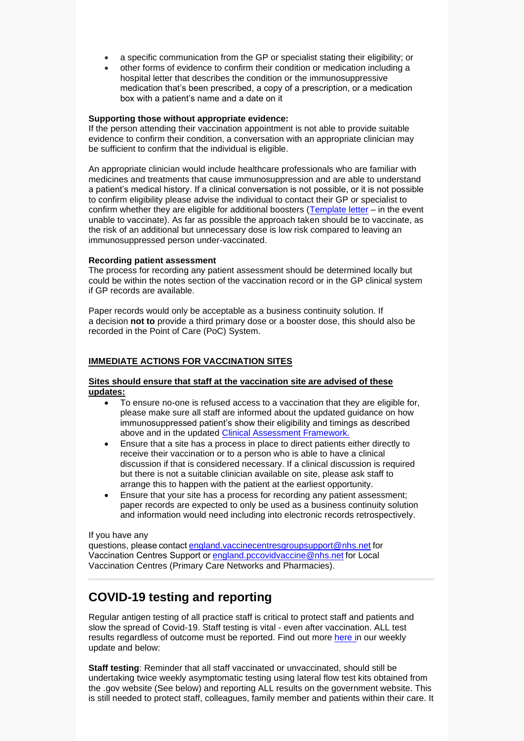- a specific communication from the GP or specialist stating their eligibility; or
- other forms of evidence to confirm their condition or medication including a hospital letter that describes the condition or the immunosuppressive medication that's been prescribed, a copy of a prescription, or a medication box with a patient's name and a date on it

**Supporting those without appropriate evidence:**
If the person attending their vaccination appointment is not able to provide suitable evidence to confirm their condition, a conversation with an appropriate clinician may be sufficient to confirm that the individual is eligible.

An appropriate clinician would include healthcare professionals who are familiar with medicines and treatments that cause immunosuppression and are able to understand a patient's medical history. If a clinical conversation is not possible, or it is not possible to confirm eligibility please advise the individual to contact their GP or specialist to confirm whether they are eligible for additional boosters (Template letter – in the event unable to vaccinate). As far as possible the approach taken should be to vaccinate, as the risk of an additional but unnecessary dose is low risk compared to leaving an immunosuppressed person under-vaccinated.

**Recording patient assessment**
The process for recording any patient assessment should be determined locally but could be within the notes section of the vaccination record or in the GP clinical system if GP records are available.

Paper records would only be acceptable as a business continuity solution. If a decision **not to** provide a third primary dose or a booster dose, this should also be recorded in the Point of Care (PoC) System.

**IMMEDIATE ACTIONS FOR VACCINATION SITES**

**Sites should ensure that staff at the vaccination site are advised of these updates:**

- To ensure no-one is refused access to a vaccination that they are eligible for, please make sure all staff are informed about the updated guidance on how immunosuppressed patient's show their eligibility and timings as described above and in the updated Clinical Assessment Framework.
- Ensure that a site has a process in place to direct patients either directly to receive their vaccination or to a person who is able to have a clinical discussion if that is considered necessary. If a clinical discussion is required but there is not a suitable clinician available on site, please ask staff to arrange this to happen with the patient at the earliest opportunity.
- Ensure that your site has a process for recording any patient assessment; paper records are expected to only be used as a business continuity solution and information would need including into electronic records retrospectively.

If you have any questions, please contact england.vaccinecentresgroupsupport@nhs.net for Vaccination Centres Support or england.pccovidvaccine@nhs.net for Local Vaccination Centres (Primary Care Networks and Pharmacies).

## COVID-19 testing and reporting

Regular antigen testing of all practice staff is critical to protect staff and patients and slow the spread of Covid-19. Staff testing is vital - even after vaccination. ALL test results regardless of outcome must be reported. Find out more here in our weekly update and below:

**Staff testing**: Reminder that all staff vaccinated or unvaccinated, should still be undertaking twice weekly asymptomatic testing using lateral flow test kits obtained from the .gov website (See below) and reporting ALL results on the government website. This is still needed to protect staff, colleagues, family member and patients within their care. It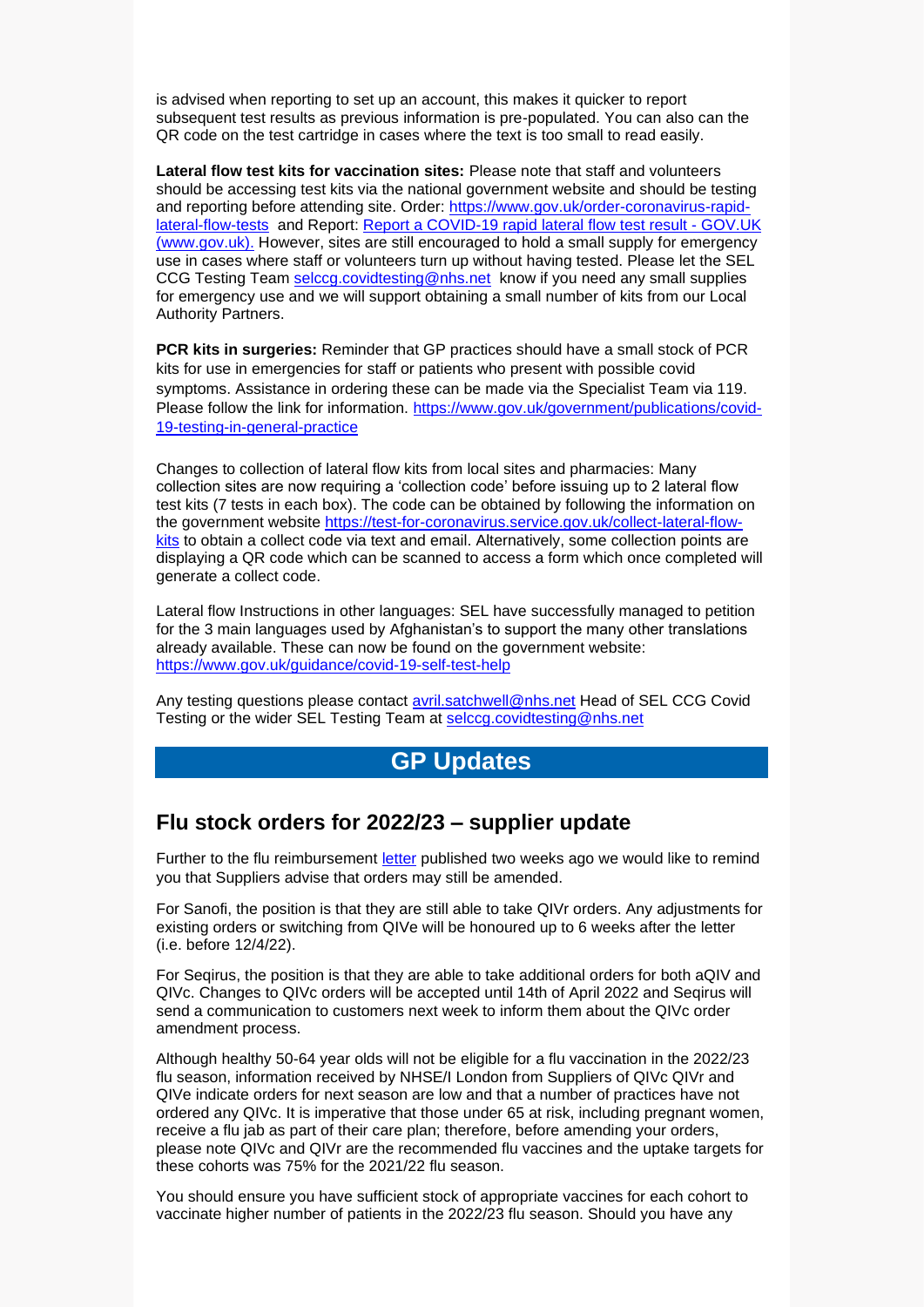is advised when reporting to set up an account, this makes it quicker to report subsequent test results as previous information is pre-populated. You can also can the QR code on the test cartridge in cases where the text is too small to read easily.

**Lateral flow test kits for vaccination sites:** Please note that staff and volunteers should be accessing test kits via the national government website and should be testing and reporting before attending site. Order: [https://www.gov.uk/order-coronavirus-rapid-lateral-flow-tests](https://www.gov.uk/order-coronavirus-rapid-lateral-flow-tests) and Report: [Report a COVID-19 rapid lateral flow test result - GOV.UK (www.gov.uk).](https://www.gov.uk) However, sites are still encouraged to hold a small supply for emergency use in cases where staff or volunteers turn up without having tested. Please let the SEL CCG Testing Team [selccg.covidtesting@nhs.net](mailto:selccg.covidtesting@nhs.net) know if you need any small supplies for emergency use and we will support obtaining a small number of kits from our Local Authority Partners.

**PCR kits in surgeries:** Reminder that GP practices should have a small stock of PCR kits for use in emergencies for staff or patients who present with possible covid symptoms. Assistance in ordering these can be made via the Specialist Team via 119. Please follow the link for information. [https://www.gov.uk/government/publications/covid-19-testing-in-general-practice](https://www.gov.uk/government/publications/covid-19-testing-in-general-practice)

Changes to collection of lateral flow kits from local sites and pharmacies: Many collection sites are now requiring a 'collection code' before issuing up to 2 lateral flow test kits (7 tests in each box). The code can be obtained by following the information on the government website [https://test-for-coronavirus.service.gov.uk/collect-lateral-flow-kits](https://test-for-coronavirus.service.gov.uk/collect-lateral-flow-kits) to obtain a collect code via text and email. Alternatively, some collection points are displaying a QR code which can be scanned to access a form which once completed will generate a collect code.

Lateral flow Instructions in other languages: SEL have successfully managed to petition for the 3 main languages used by Afghanistan's to support the many other translations already available. These can now be found on the government website: [https://www.gov.uk/guidance/covid-19-self-test-help](https://www.gov.uk/guidance/covid-19-self-test-help)

Any testing questions please contact [avril.satchwell@nhs.net](mailto:avril.satchwell@nhs.net) Head of SEL CCG Covid Testing or the wider SEL Testing Team at [selccg.covidtesting@nhs.net](mailto:selccg.covidtesting@nhs.net)

# GP Updates

## Flu stock orders for 2022/23 – supplier update

Further to the flu reimbursement [letter](#) published two weeks ago we would like to remind you that Suppliers advise that orders may still be amended.

For Sanofi, the position is that they are still able to take QIVr orders. Any adjustments for existing orders or switching from QIVe will be honoured up to 6 weeks after the letter (i.e. before 12/4/22).

For Seqirus, the position is that they are able to take additional orders for both aQIV and QIVc. Changes to QIVc orders will be accepted until 14th of April 2022 and Seqirus will send a communication to customers next week to inform them about the QIVc order amendment process.

Although healthy 50-64 year olds will not be eligible for a flu vaccination in the 2022/23 flu season, information received by NHSE/I London from Suppliers of QIVc QIVr and QIVe indicate orders for next season are low and that a number of practices have not ordered any QIVc. It is imperative that those under 65 at risk, including pregnant women, receive a flu jab as part of their care plan; therefore, before amending your orders, please note QIVc and QIVr are the recommended flu vaccines and the uptake targets for these cohorts was 75% for the 2021/22 flu season.

You should ensure you have sufficient stock of appropriate vaccines for each cohort to vaccinate higher number of patients in the 2022/23 flu season. Should you have any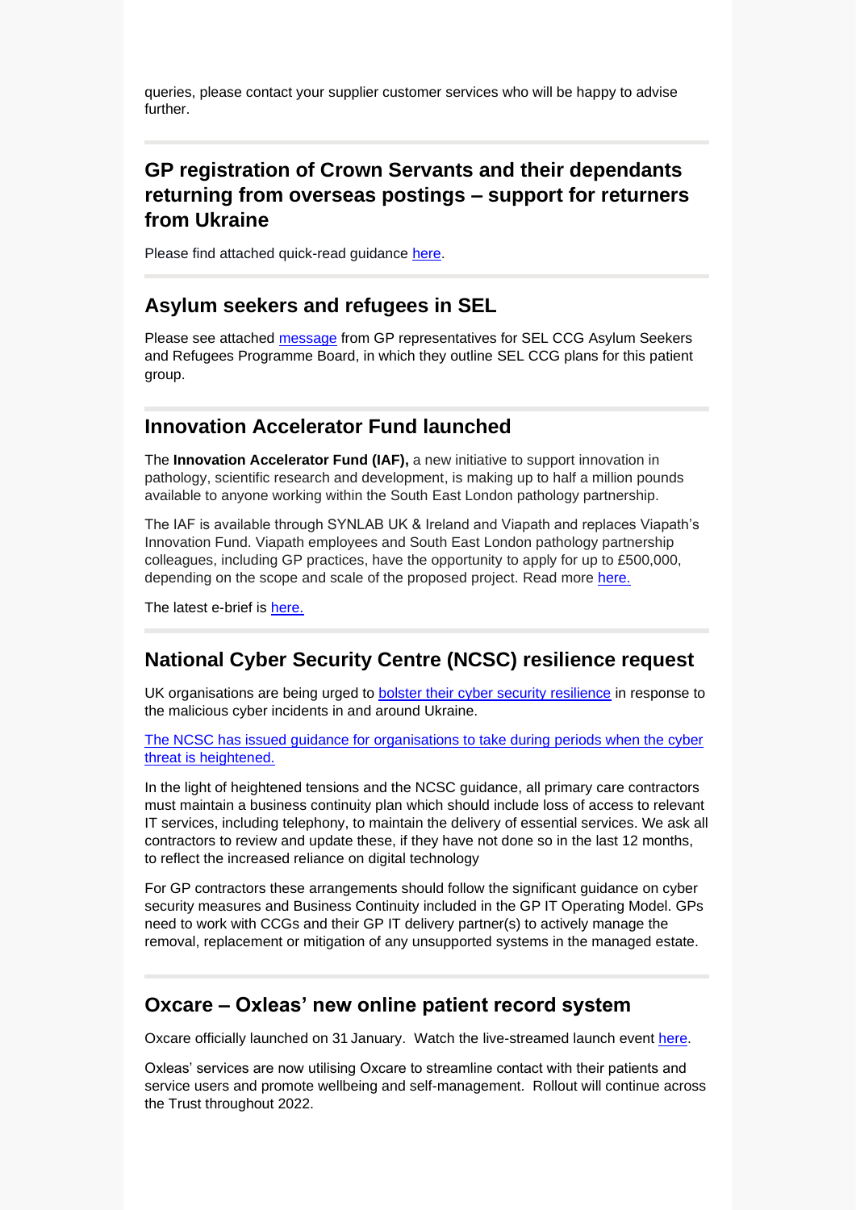queries, please contact your supplier customer services who will be happy to advise further.

---

## GP registration of Crown Servants and their dependants returning from overseas postings – support for returners from Ukraine

Please find attached quick-read guidance here.

---

## Asylum seekers and refugees in SEL

Please see attached message from GP representatives for SEL CCG Asylum Seekers and Refugees Programme Board, in which they outline SEL CCG plans for this patient group.

---

## Innovation Accelerator Fund launched

The **Innovation Accelerator Fund (IAF),** a new initiative to support innovation in pathology, scientific research and development, is making up to half a million pounds available to anyone working within the South East London pathology partnership.

The IAF is available through SYNLAB UK & Ireland and Viapath and replaces Viapath's Innovation Fund. Viapath employees and South East London pathology partnership colleagues, including GP practices, have the opportunity to apply for up to £500,000, depending on the scope and scale of the proposed project. Read more here.

The latest e-brief is here.

---

## National Cyber Security Centre (NCSC) resilience request

UK organisations are being urged to bolster their cyber security resilience in response to the malicious cyber incidents in and around Ukraine.

The NCSC has issued guidance for organisations to take during periods when the cyber threat is heightened.

In the light of heightened tensions and the NCSC guidance, all primary care contractors must maintain a business continuity plan which should include loss of access to relevant IT services, including telephony, to maintain the delivery of essential services. We ask all contractors to review and update these, if they have not done so in the last 12 months, to reflect the increased reliance on digital technology

For GP contractors these arrangements should follow the significant guidance on cyber security measures and Business Continuity included in the GP IT Operating Model. GPs need to work with CCGs and their GP IT delivery partner(s) to actively manage the removal, replacement or mitigation of any unsupported systems in the managed estate.

---

## Oxcare – Oxleas' new online patient record system

Oxcare officially launched on 31 January. Watch the live-streamed launch event here.

Oxleas' services are now utilising Oxcare to streamline contact with their patients and service users and promote wellbeing and self-management. Rollout will continue across the Trust throughout 2022.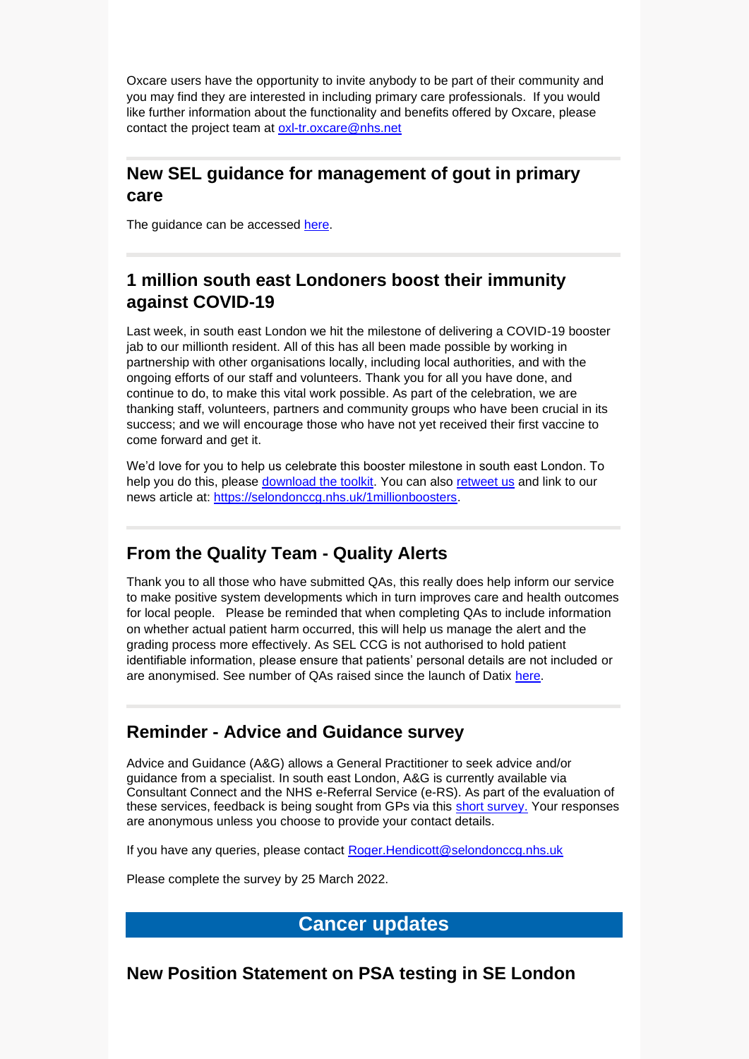Oxcare users have the opportunity to invite anybody to be part of their community and you may find they are interested in including primary care professionals. If you would like further information about the functionality and benefits offered by Oxcare, please contact the project team at oxl-tr.oxcare@nhs.net

---

## New SEL guidance for management of gout in primary care

The guidance can be accessed here.

---

## 1 million south east Londoners boost their immunity against COVID-19

Last week, in south east London we hit the milestone of delivering a COVID-19 booster jab to our millionth resident. All of this has all been made possible by working in partnership with other organisations locally, including local authorities, and with the ongoing efforts of our staff and volunteers. Thank you for all you have done, and continue to do, to make this vital work possible. As part of the celebration, we are thanking staff, volunteers, partners and community groups who have been crucial in its success; and we will encourage those who have not yet received their first vaccine to come forward and get it.

We'd love for you to help us celebrate this booster milestone in south east London. To help you do this, please download the toolkit. You can also retweet us and link to our news article at: https://selondonccg.nhs.uk/1millionboosters.

---

## From the Quality Team - Quality Alerts

Thank you to all those who have submitted QAs, this really does help inform our service to make positive system developments which in turn improves care and health outcomes for local people. Please be reminded that when completing QAs to include information on whether actual patient harm occurred, this will help us manage the alert and the grading process more effectively. As SEL CCG is not authorised to hold patient identifiable information, please ensure that patients' personal details are not included or are anonymised. See number of QAs raised since the launch of Datix here.

---

## Reminder - Advice and Guidance survey

Advice and Guidance (A&G) allows a General Practitioner to seek advice and/or guidance from a specialist. In south east London, A&G is currently available via Consultant Connect and the NHS e-Referral Service (e-RS). As part of the evaluation of these services, feedback is being sought from GPs via this short survey. Your responses are anonymous unless you choose to provide your contact details.

If you have any queries, please contact Roger.Hendicott@selondonccg.nhs.uk

Please complete the survey by 25 March 2022.

# Cancer updates

## New Position Statement on PSA testing in SE London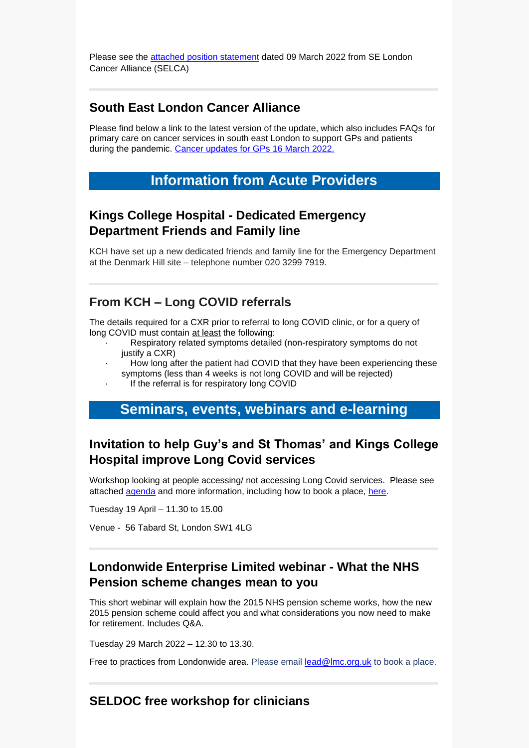Please see the attached position statement dated 09 March 2022 from SE London Cancer Alliance (SELCA)

## South East London Cancer Alliance

Please find below a link to the latest version of the update, which also includes FAQs for primary care on cancer services in south east London to support GPs and patients during the pandemic. Cancer updates for GPs 16 March 2022.

# Information from Acute Providers

## Kings College Hospital - Dedicated Emergency Department Friends and Family line

KCH have set up a new dedicated friends and family line for the Emergency Department at the Denmark Hill site – telephone number 020 3299 7919.

## From KCH – Long COVID referrals

The details required for a CXR prior to referral to long COVID clinic, or for a query of long COVID must contain at least the following:

- Respiratory related symptoms detailed (non-respiratory symptoms do not justify a CXR)
- How long after the patient had COVID that they have been experiencing these symptoms (less than 4 weeks is not long COVID and will be rejected)
- If the referral is for respiratory long COVID

# Seminars, events, webinars and e-learning

## Invitation to help Guy's and St Thomas' and Kings College Hospital improve Long Covid services

Workshop looking at people accessing/ not accessing Long Covid services. Please see attached agenda and more information, including how to book a place, here.

Tuesday 19 April – 11.30 to 15.00

Venue - 56 Tabard St, London SW1 4LG

## Londonwide Enterprise Limited webinar - What the NHS Pension scheme changes mean to you

This short webinar will explain how the 2015 NHS pension scheme works, how the new 2015 pension scheme could affect you and what considerations you now need to make for retirement. Includes Q&A.

Tuesday 29 March 2022 – 12.30 to 13.30.

Free to practices from Londonwide area. Please email lead@lmc.org.uk to book a place.

## SELDOC free workshop for clinicians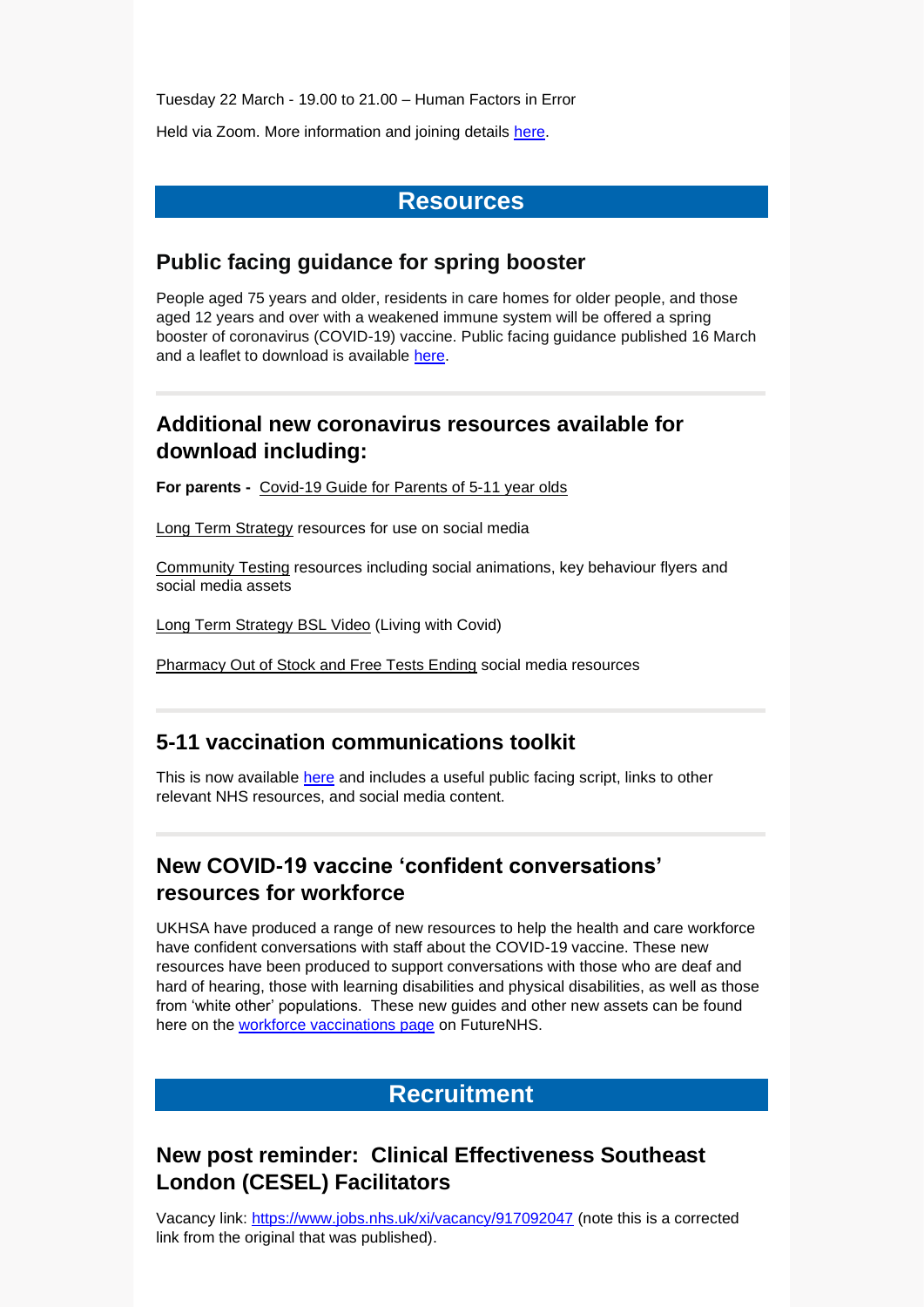Tuesday 22 March - 19.00 to 21.00 – Human Factors in Error

Held via Zoom. More information and joining details here.

# Resources

## Public facing guidance for spring booster

People aged 75 years and older, residents in care homes for older people, and those aged 12 years and over with a weakened immune system will be offered a spring booster of coronavirus (COVID-19) vaccine. Public facing guidance published 16 March and a leaflet to download is available here.

---

## Additional new coronavirus resources available for download including:

**For parents -** Covid-19 Guide for Parents of 5-11 year olds

Long Term Strategy resources for use on social media

Community Testing resources including social animations, key behaviour flyers and social media assets

Long Term Strategy BSL Video (Living with Covid)

Pharmacy Out of Stock and Free Tests Ending social media resources

---

## 5-11 vaccination communications toolkit

This is now available here and includes a useful public facing script, links to other relevant NHS resources, and social media content.

---

## New COVID-19 vaccine 'confident conversations' resources for workforce

UKHSA have produced a range of new resources to help the health and care workforce have confident conversations with staff about the COVID-19 vaccine. These new resources have been produced to support conversations with those who are deaf and hard of hearing, those with learning disabilities and physical disabilities, as well as those from 'white other' populations. These new guides and other new assets can be found here on the workforce vaccinations page on FutureNHS.

# Recruitment

## New post reminder: Clinical Effectiveness Southeast London (CESEL) Facilitators

Vacancy link: https://www.jobs.nhs.uk/xi/vacancy/917092047 (note this is a corrected link from the original that was published).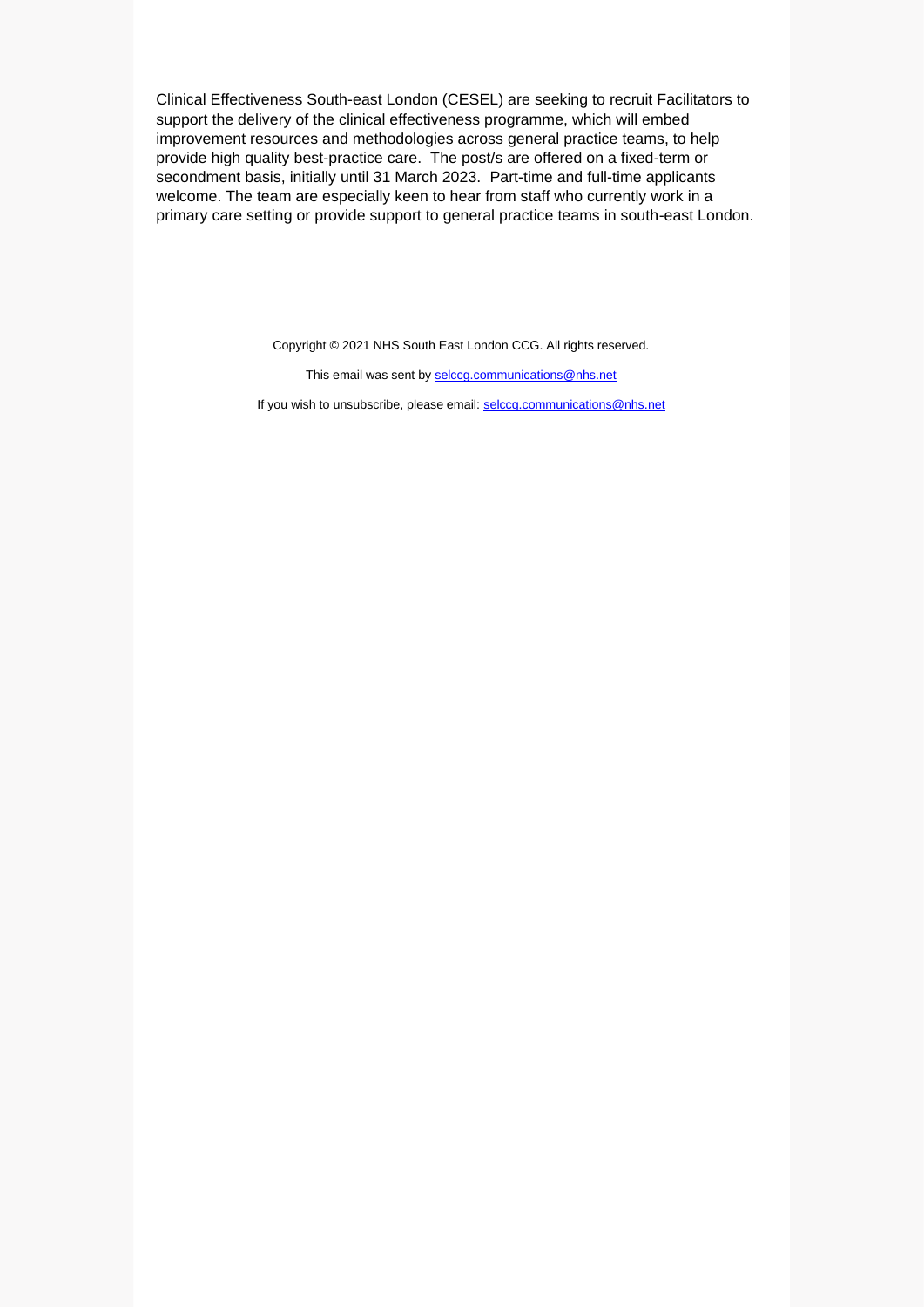Clinical Effectiveness South-east London (CESEL) are seeking to recruit Facilitators to support the delivery of the clinical effectiveness programme, which will embed improvement resources and methodologies across general practice teams, to help provide high quality best-practice care. The post/s are offered on a fixed-term or secondment basis, initially until 31 March 2023. Part-time and full-time applicants welcome. The team are especially keen to hear from staff who currently work in a primary care setting or provide support to general practice teams in south-east London.

Copyright © 2021 NHS South East London CCG. All rights reserved.

This email was sent by selccg.communications@nhs.net

If you wish to unsubscribe, please email: selccg.communications@nhs.net